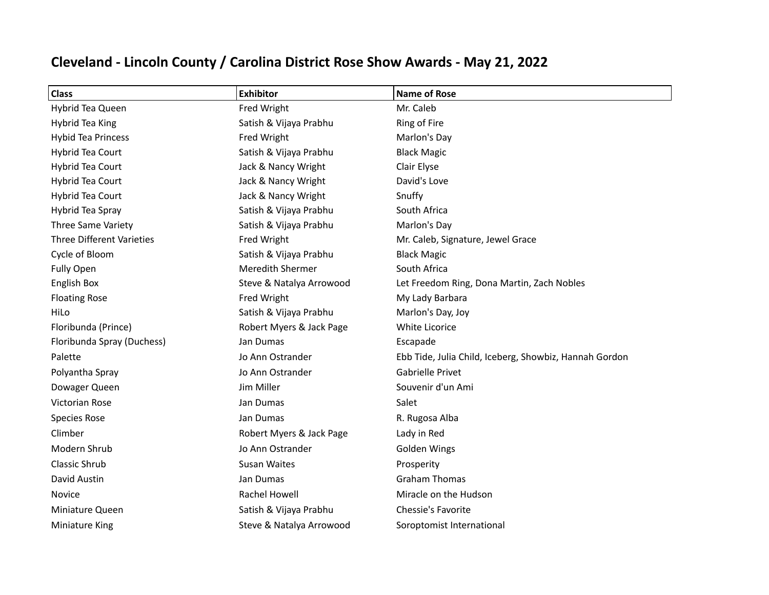# Cleveland - Lincoln County / Carolina District Rose Show Awards - May 21, 2022

| Class | Exhibitor | Name of Rose |
|---|---|---|
| Hybrid Tea Queen | Fred Wright | Mr. Caleb |
| Hybrid Tea King | Satish & Vijaya Prabhu | Ring of Fire |
| Hybid Tea Princess | Fred Wright | Marlon's Day |
| Hybrid Tea Court | Satish & Vijaya Prabhu | Black Magic |
| Hybrid Tea Court | Jack & Nancy Wright | Clair Elyse |
| Hybrid Tea Court | Jack & Nancy Wright | David's Love |
| Hybrid Tea Court | Jack & Nancy Wright | Snuffy |
| Hybrid Tea Spray | Satish & Vijaya Prabhu | South Africa |
| Three Same Variety | Satish & Vijaya Prabhu | Marlon's Day |
| Three Different Varieties | Fred Wright | Mr. Caleb, Signature, Jewel Grace |
| Cycle of Bloom | Satish & Vijaya Prabhu | Black Magic |
| Fully Open | Meredith Shermer | South Africa |
| English Box | Steve & Natalya Arrowood | Let Freedom Ring, Dona Martin, Zach Nobles |
| Floating Rose | Fred Wright | My Lady Barbara |
| HiLo | Satish & Vijaya Prabhu | Marlon's Day, Joy |
| Floribunda (Prince) | Robert Myers & Jack Page | White Licorice |
| Floribunda Spray (Duchess) | Jan Dumas | Escapade |
| Palette | Jo Ann Ostrander | Ebb Tide, Julia Child, Iceberg, Showbiz, Hannah Gordon |
| Polyantha Spray | Jo Ann Ostrander | Gabrielle Privet |
| Dowager Queen | Jim Miller | Souvenir d'un Ami |
| Victorian Rose | Jan Dumas | Salet |
| Species Rose | Jan Dumas | R. Rugosa Alba |
| Climber | Robert Myers & Jack Page | Lady in Red |
| Modern Shrub | Jo Ann Ostrander | Golden Wings |
| Classic Shrub | Susan Waites | Prosperity |
| David Austin | Jan Dumas | Graham Thomas |
| Novice | Rachel Howell | Miracle on the Hudson |
| Miniature Queen | Satish & Vijaya Prabhu | Chessie's Favorite |
| Miniature King | Steve & Natalya Arrowood | Soroptomist International |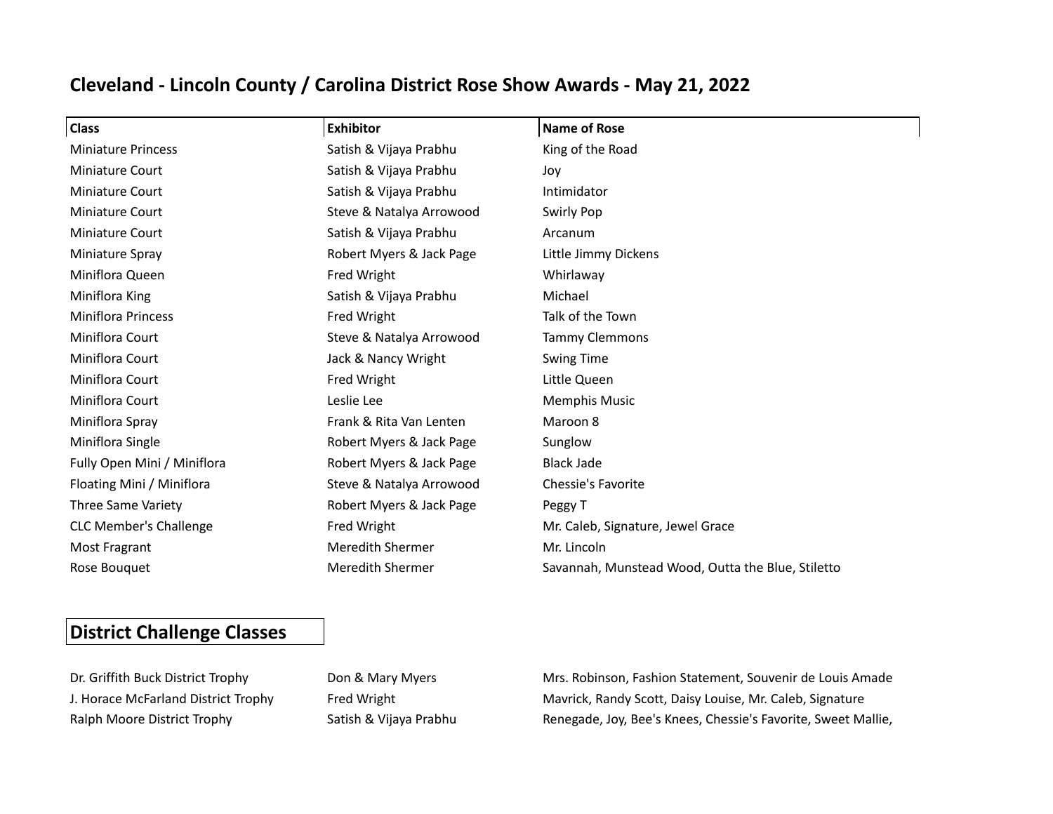# Cleveland - Lincoln County / Carolina District Rose Show Awards - May 21, 2022

| Class | Exhibitor | Name of Rose |
|---|---|---|
| Miniature Princess | Satish & Vijaya Prabhu | King of the Road |
| Miniature Court | Satish & Vijaya Prabhu | Joy |
| Miniature Court | Satish & Vijaya Prabhu | Intimidator |
| Miniature Court | Steve & Natalya Arrowood | Swirly Pop |
| Miniature Court | Satish & Vijaya Prabhu | Arcanum |
| Miniature Spray | Robert Myers & Jack Page | Little Jimmy Dickens |
| Miniflora Queen | Fred Wright | Whirlaway |
| Miniflora King | Satish & Vijaya Prabhu | Michael |
| Miniflora Princess | Fred Wright | Talk of the Town |
| Miniflora Court | Steve & Natalya Arrowood | Tammy Clemmons |
| Miniflora Court | Jack & Nancy Wright | Swing Time |
| Miniflora Court | Fred Wright | Little Queen |
| Miniflora Court | Leslie Lee | Memphis Music |
| Miniflora Spray | Frank & Rita Van Lenten | Maroon 8 |
| Miniflora Single | Robert Myers & Jack Page | Sunglow |
| Fully Open Mini / Miniflora | Robert Myers & Jack Page | Black Jade |
| Floating Mini / Miniflora | Steve & Natalya Arrowood | Chessie's Favorite |
| Three Same Variety | Robert Myers & Jack Page | Peggy T |
| CLC Member's Challenge | Fred Wright | Mr. Caleb, Signature, Jewel Grace |
| Most Fragrant | Meredith Shermer | Mr. Lincoln |
| Rose Bouquet | Meredith Shermer | Savannah, Munstead Wood, Outta the Blue, Stiletto |

## District Challenge Classes

| | | |
|---|---|---|
| Dr. Griffith Buck District Trophy | Don & Mary Myers | Mrs. Robinson, Fashion Statement, Souvenir de Louis Amade |
| J. Horace McFarland District Trophy | Fred Wright | Mavrick, Randy Scott, Daisy Louise, Mr. Caleb, Signature |
| Ralph Moore District Trophy | Satish & Vijaya Prabhu | Renegade, Joy, Bee's Knees, Chessie's Favorite, Sweet Mallie, |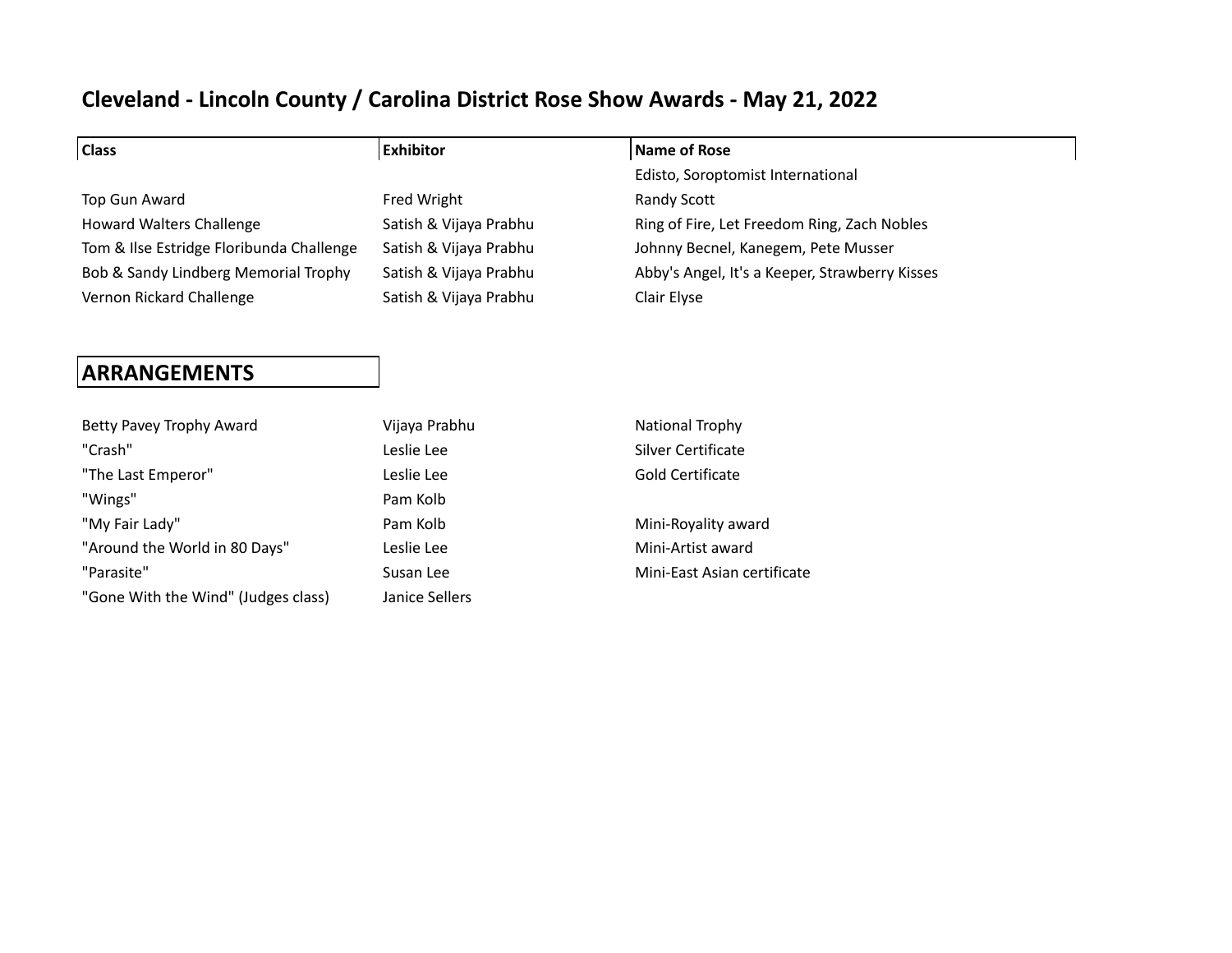## Cleveland - Lincoln County / Carolina District Rose Show Awards - May 21, 2022

| Class | Exhibitor | Name of Rose |
|---|---|---|
| | | Edisto, Soroptomist International |
| Top Gun Award | Fred Wright | Randy Scott |
| Howard Walters Challenge | Satish & Vijaya Prabhu | Ring of Fire, Let Freedom Ring, Zach Nobles |
| Tom & Ilse Estridge Floribunda Challenge | Satish & Vijaya Prabhu | Johnny Becnel, Kanegem, Pete Musser |
| Bob & Sandy Lindberg Memorial Trophy | Satish & Vijaya Prabhu | Abby's Angel, It's a Keeper, Strawberry Kisses |
| Vernon Rickard Challenge | Satish & Vijaya Prabhu | Clair Elyse |

## ARRANGEMENTS

| | | |
|---|---|---|
| Betty Pavey Trophy Award | Vijaya Prabhu | National Trophy |
| "Crash" | Leslie Lee | Silver Certificate |
| "The Last Emperor" | Leslie Lee | Gold Certificate |
| "Wings" | Pam Kolb | |
| "My Fair Lady" | Pam Kolb | Mini-Royality award |
| "Around the World in 80 Days" | Leslie Lee | Mini-Artist award |
| "Parasite" | Susan Lee | Mini-East Asian certificate |
| "Gone With the Wind" (Judges class) | Janice Sellers | |